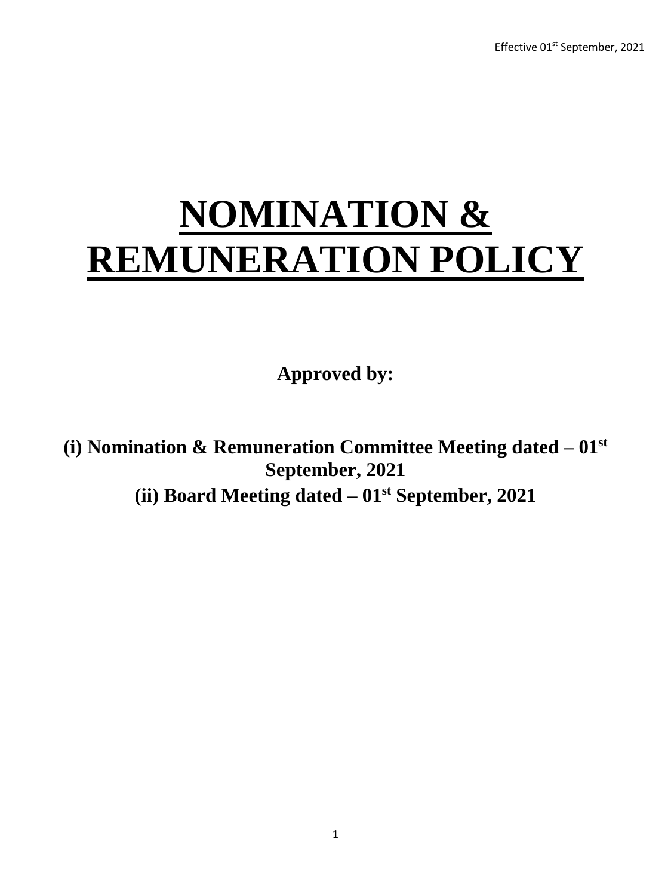Effective 01st September, 2021

# NOMINATION & REMUNERATION POLICY

**Approved by:**

**(i) Nomination & Remuneration Committee Meeting dated – 01st September, 2021**

**(ii) Board Meeting dated – 01st September, 2021**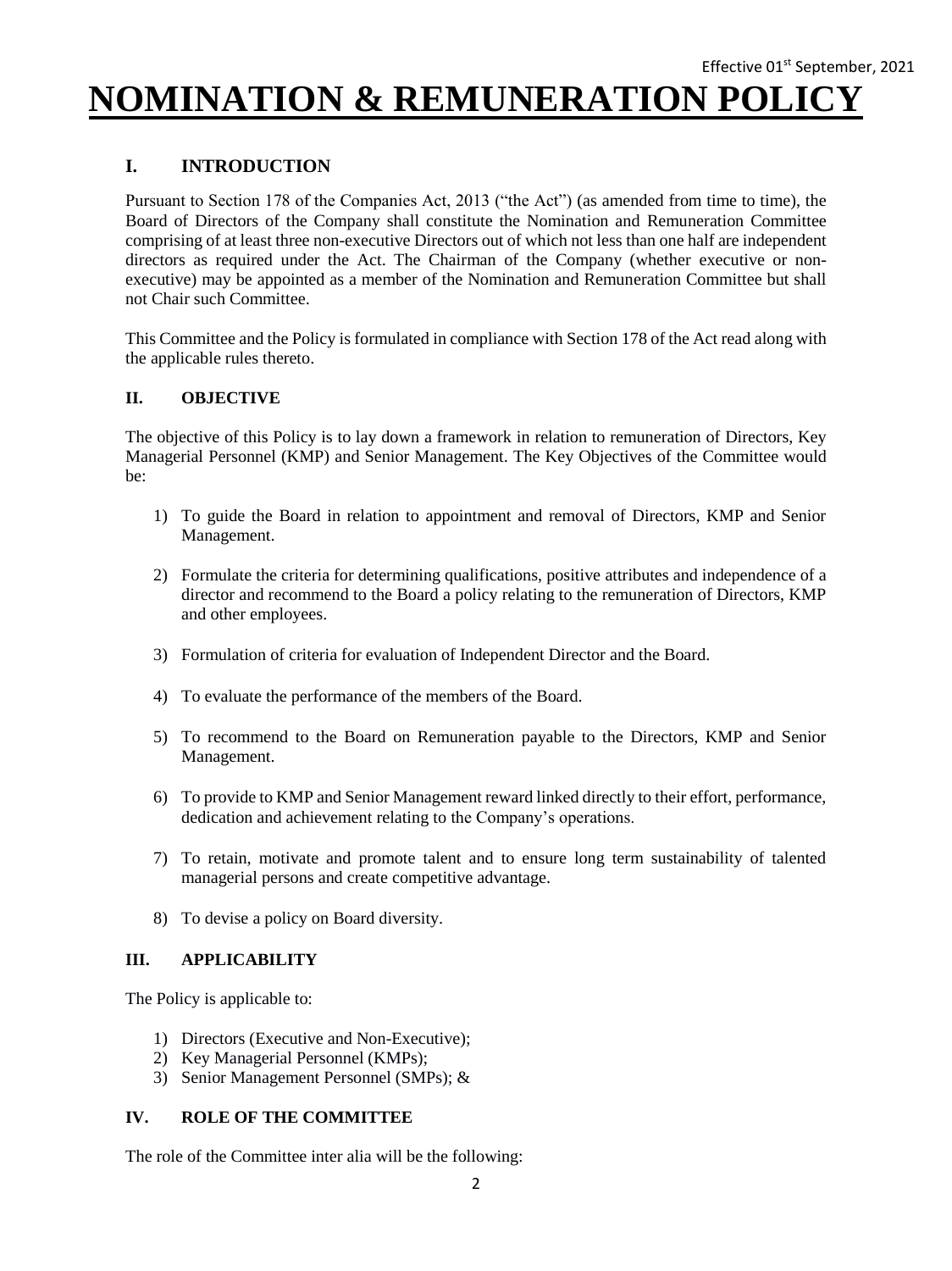Effective 01st September, 2021

# NOMINATION & REMUNERATION POLICY

## I. INTRODUCTION

Pursuant to Section 178 of the Companies Act, 2013 ("the Act") (as amended from time to time), the Board of Directors of the Company shall constitute the Nomination and Remuneration Committee comprising of at least three non-executive Directors out of which not less than one half are independent directors as required under the Act. The Chairman of the Company (whether executive or non-executive) may be appointed as a member of the Nomination and Remuneration Committee but shall not Chair such Committee.

This Committee and the Policy is formulated in compliance with Section 178 of the Act read along with the applicable rules thereto.

## II. OBJECTIVE

The objective of this Policy is to lay down a framework in relation to remuneration of Directors, Key Managerial Personnel (KMP) and Senior Management. The Key Objectives of the Committee would be:

1) To guide the Board in relation to appointment and removal of Directors, KMP and Senior Management.

2) Formulate the criteria for determining qualifications, positive attributes and independence of a director and recommend to the Board a policy relating to the remuneration of Directors, KMP and other employees.

3) Formulation of criteria for evaluation of Independent Director and the Board.

4) To evaluate the performance of the members of the Board.

5) To recommend to the Board on Remuneration payable to the Directors, KMP and Senior Management.

6) To provide to KMP and Senior Management reward linked directly to their effort, performance, dedication and achievement relating to the Company's operations.

7) To retain, motivate and promote talent and to ensure long term sustainability of talented managerial persons and create competitive advantage.

8) To devise a policy on Board diversity.

## III. APPLICABILITY

The Policy is applicable to:

1) Directors (Executive and Non-Executive);
2) Key Managerial Personnel (KMPs);
3) Senior Management Personnel (SMPs); &

## IV. ROLE OF THE COMMITTEE

The role of the Committee inter alia will be the following: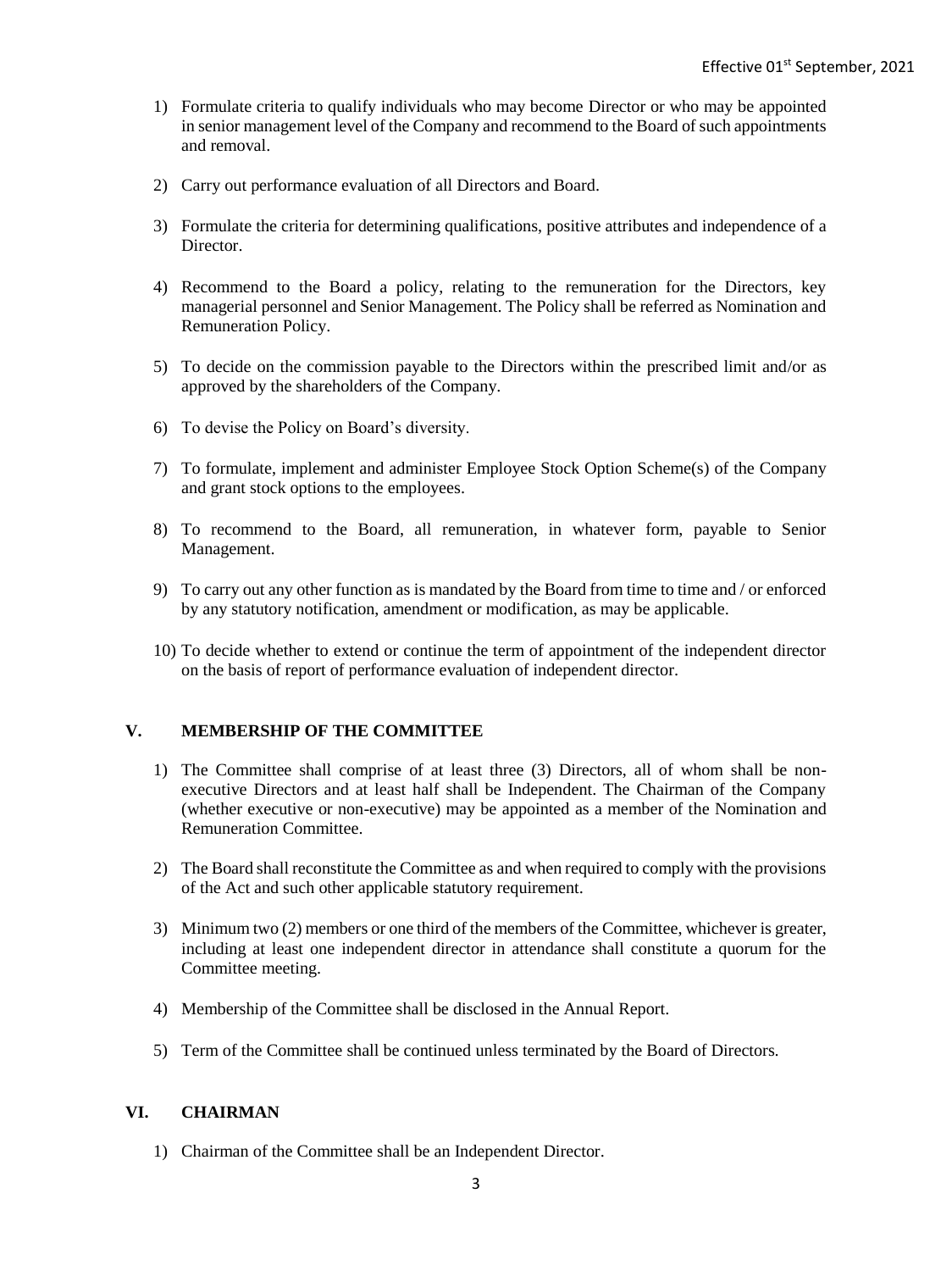1) Formulate criteria to qualify individuals who may become Director or who may be appointed in senior management level of the Company and recommend to the Board of such appointments and removal.

2) Carry out performance evaluation of all Directors and Board.

3) Formulate the criteria for determining qualifications, positive attributes and independence of a Director.

4) Recommend to the Board a policy, relating to the remuneration for the Directors, key managerial personnel and Senior Management. The Policy shall be referred as Nomination and Remuneration Policy.

5) To decide on the commission payable to the Directors within the prescribed limit and/or as approved by the shareholders of the Company.

6) To devise the Policy on Board's diversity.

7) To formulate, implement and administer Employee Stock Option Scheme(s) of the Company and grant stock options to the employees.

8) To recommend to the Board, all remuneration, in whatever form, payable to Senior Management.

9) To carry out any other function as is mandated by the Board from time to time and / or enforced by any statutory notification, amendment or modification, as may be applicable.

10) To decide whether to extend or continue the term of appointment of the independent director on the basis of report of performance evaluation of independent director.

## V. MEMBERSHIP OF THE COMMITTEE

1) The Committee shall comprise of at least three (3) Directors, all of whom shall be non-executive Directors and at least half shall be Independent. The Chairman of the Company (whether executive or non-executive) may be appointed as a member of the Nomination and Remuneration Committee.

2) The Board shall reconstitute the Committee as and when required to comply with the provisions of the Act and such other applicable statutory requirement.

3) Minimum two (2) members or one third of the members of the Committee, whichever is greater, including at least one independent director in attendance shall constitute a quorum for the Committee meeting.

4) Membership of the Committee shall be disclosed in the Annual Report.

5) Term of the Committee shall be continued unless terminated by the Board of Directors.

## VI. CHAIRMAN

1) Chairman of the Committee shall be an Independent Director.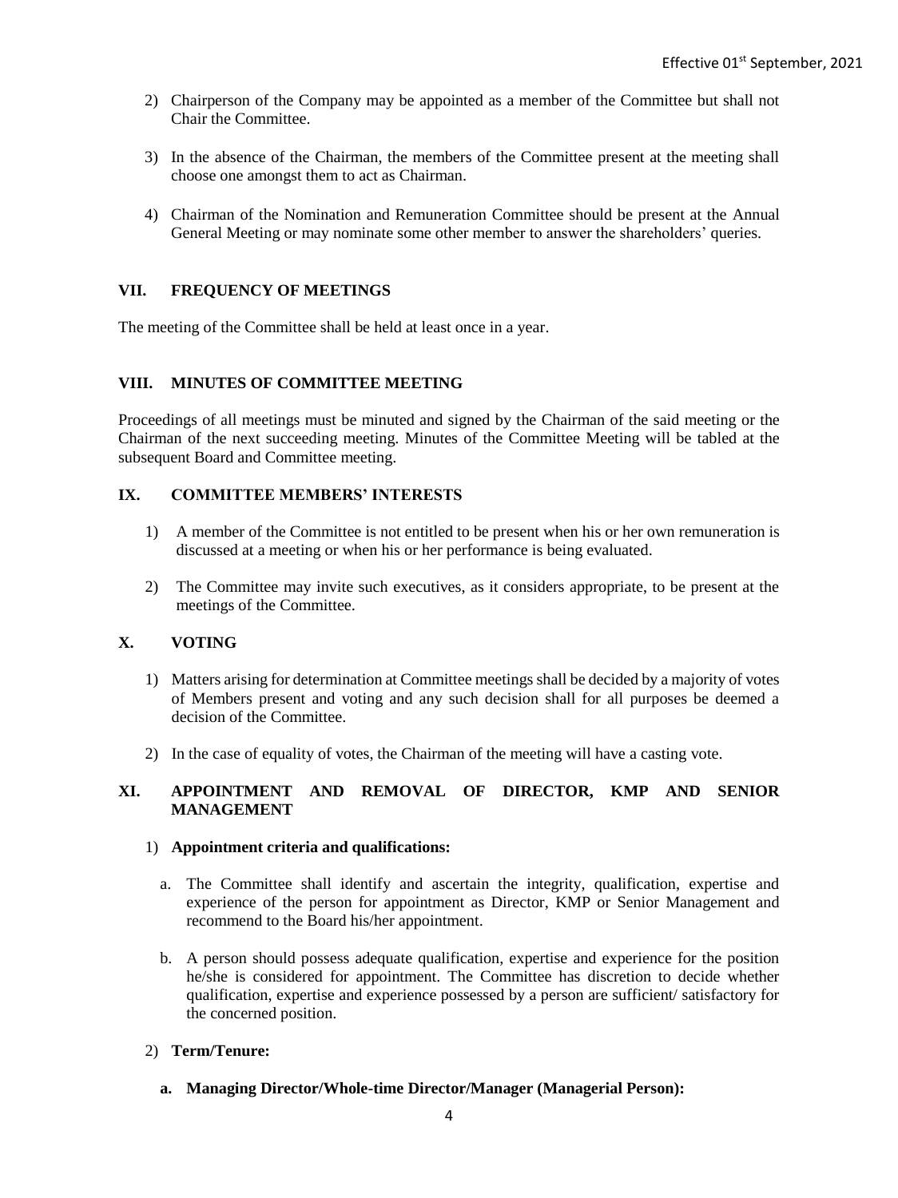2) Chairperson of the Company may be appointed as a member of the Committee but shall not Chair the Committee.

3) In the absence of the Chairman, the members of the Committee present at the meeting shall choose one amongst them to act as Chairman.

4) Chairman of the Nomination and Remuneration Committee should be present at the Annual General Meeting or may nominate some other member to answer the shareholders' queries.

## VII. FREQUENCY OF MEETINGS

The meeting of the Committee shall be held at least once in a year.

## VIII. MINUTES OF COMMITTEE MEETING

Proceedings of all meetings must be minuted and signed by the Chairman of the said meeting or the Chairman of the next succeeding meeting. Minutes of the Committee Meeting will be tabled at the subsequent Board and Committee meeting.

## IX. COMMITTEE MEMBERS' INTERESTS

1) A member of the Committee is not entitled to be present when his or her own remuneration is discussed at a meeting or when his or her performance is being evaluated.

2) The Committee may invite such executives, as it considers appropriate, to be present at the meetings of the Committee.

## X. VOTING

1) Matters arising for determination at Committee meetings shall be decided by a majority of votes of Members present and voting and any such decision shall for all purposes be deemed a decision of the Committee.

2) In the case of equality of votes, the Chairman of the meeting will have a casting vote.

## XI. APPOINTMENT AND REMOVAL OF DIRECTOR, KMP AND SENIOR MANAGEMENT

1) **Appointment criteria and qualifications:**

   a. The Committee shall identify and ascertain the integrity, qualification, expertise and experience of the person for appointment as Director, KMP or Senior Management and recommend to the Board his/her appointment.

   b. A person should possess adequate qualification, expertise and experience for the position he/she is considered for appointment. The Committee has discretion to decide whether qualification, expertise and experience possessed by a person are sufficient/ satisfactory for the concerned position.

2) **Term/Tenure:**

   **a. Managing Director/Whole-time Director/Manager (Managerial Person):**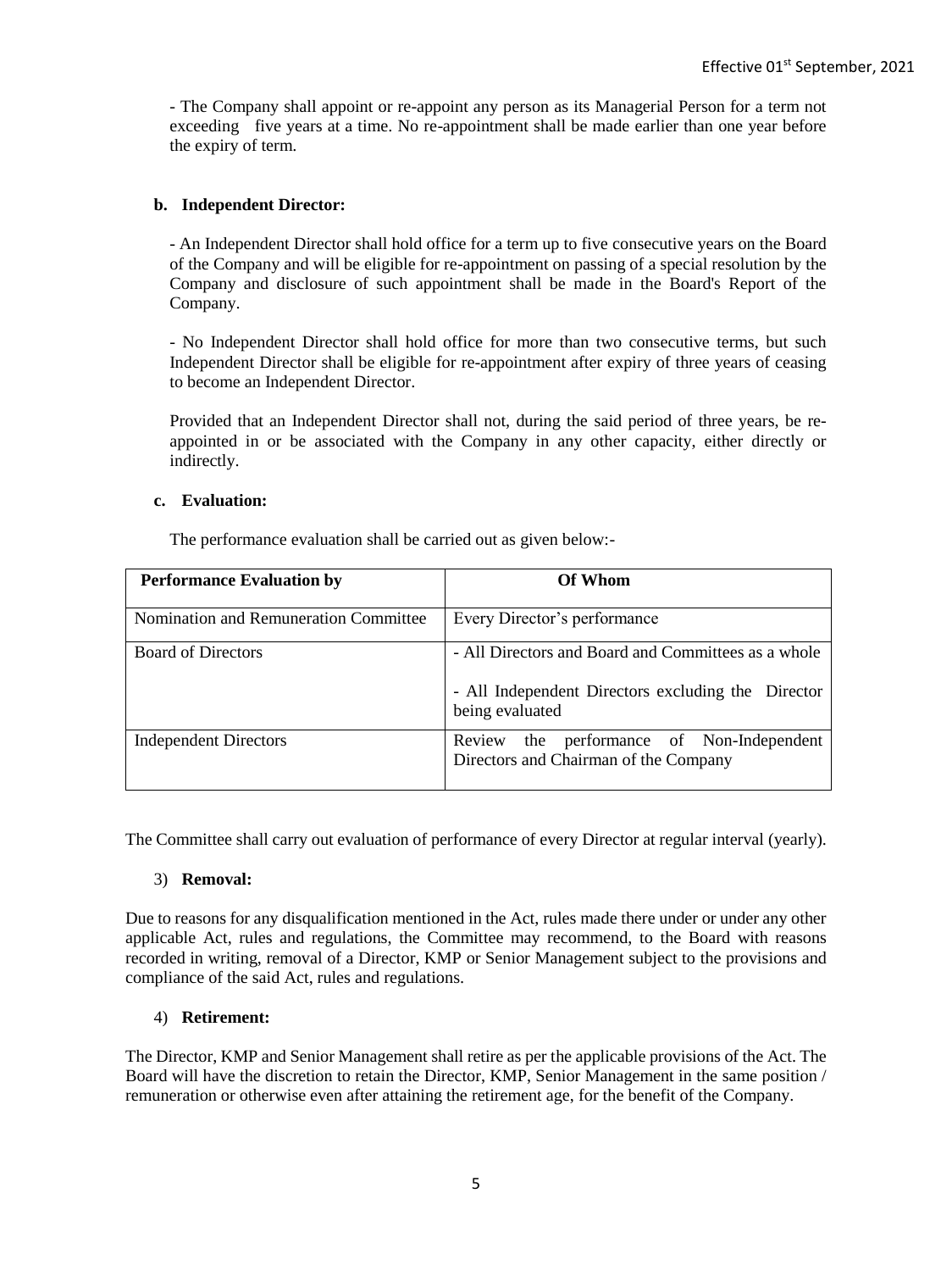- The Company shall appoint or re-appoint any person as its Managerial Person for a term not exceeding five years at a time. No re-appointment shall be made earlier than one year before the expiry of term.

**b. Independent Director:**

- An Independent Director shall hold office for a term up to five consecutive years on the Board of the Company and will be eligible for re-appointment on passing of a special resolution by the Company and disclosure of such appointment shall be made in the Board's Report of the Company.

- No Independent Director shall hold office for more than two consecutive terms, but such Independent Director shall be eligible for re-appointment after expiry of three years of ceasing to become an Independent Director.

Provided that an Independent Director shall not, during the said period of three years, be re-appointed in or be associated with the Company in any other capacity, either directly or indirectly.

**c. Evaluation:**

The performance evaluation shall be carried out as given below:-

| **Performance Evaluation by** | **Of Whom** |
| --- | --- |
| Nomination and Remuneration Committee | Every Director's performance |
| Board of Directors | - All Directors and Board and Committees as a whole<br><br>- All Independent Directors excluding the Director being evaluated |
| Independent Directors | Review the performance of Non-Independent Directors and Chairman of the Company |

The Committee shall carry out evaluation of performance of every Director at regular interval (yearly).

3) **Removal:**

Due to reasons for any disqualification mentioned in the Act, rules made there under or under any other applicable Act, rules and regulations, the Committee may recommend, to the Board with reasons recorded in writing, removal of a Director, KMP or Senior Management subject to the provisions and compliance of the said Act, rules and regulations.

4) **Retirement:**

The Director, KMP and Senior Management shall retire as per the applicable provisions of the Act. The Board will have the discretion to retain the Director, KMP, Senior Management in the same position / remuneration or otherwise even after attaining the retirement age, for the benefit of the Company.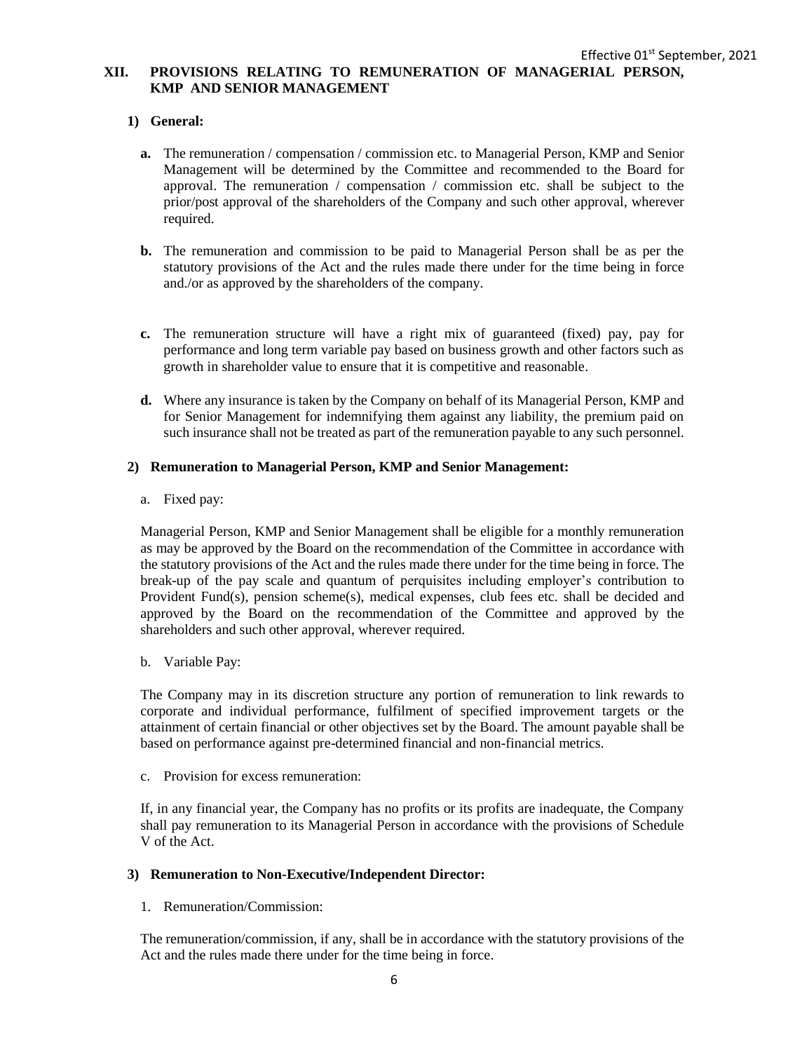Effective 01st September, 2021

## XII. PROVISIONS RELATING TO REMUNERATION OF MANAGERIAL PERSON, KMP AND SENIOR MANAGEMENT

### 1) General:

**a.** The remuneration / compensation / commission etc. to Managerial Person, KMP and Senior Management will be determined by the Committee and recommended to the Board for approval. The remuneration / compensation / commission etc. shall be subject to the prior/post approval of the shareholders of the Company and such other approval, wherever required.

**b.** The remuneration and commission to be paid to Managerial Person shall be as per the statutory provisions of the Act and the rules made there under for the time being in force and./or as approved by the shareholders of the company.

**c.** The remuneration structure will have a right mix of guaranteed (fixed) pay, pay for performance and long term variable pay based on business growth and other factors such as growth in shareholder value to ensure that it is competitive and reasonable.

**d.** Where any insurance is taken by the Company on behalf of its Managerial Person, KMP and for Senior Management for indemnifying them against any liability, the premium paid on such insurance shall not be treated as part of the remuneration payable to any such personnel.

### 2) Remuneration to Managerial Person, KMP and Senior Management:

a. Fixed pay:

Managerial Person, KMP and Senior Management shall be eligible for a monthly remuneration as may be approved by the Board on the recommendation of the Committee in accordance with the statutory provisions of the Act and the rules made there under for the time being in force. The break-up of the pay scale and quantum of perquisites including employer's contribution to Provident Fund(s), pension scheme(s), medical expenses, club fees etc. shall be decided and approved by the Board on the recommendation of the Committee and approved by the shareholders and such other approval, wherever required.

b. Variable Pay:

The Company may in its discretion structure any portion of remuneration to link rewards to corporate and individual performance, fulfilment of specified improvement targets or the attainment of certain financial or other objectives set by the Board. The amount payable shall be based on performance against pre-determined financial and non-financial metrics.

c. Provision for excess remuneration:

If, in any financial year, the Company has no profits or its profits are inadequate, the Company shall pay remuneration to its Managerial Person in accordance with the provisions of Schedule V of the Act.

### 3) Remuneration to Non-Executive/Independent Director:

1. Remuneration/Commission:

The remuneration/commission, if any, shall be in accordance with the statutory provisions of the Act and the rules made there under for the time being in force.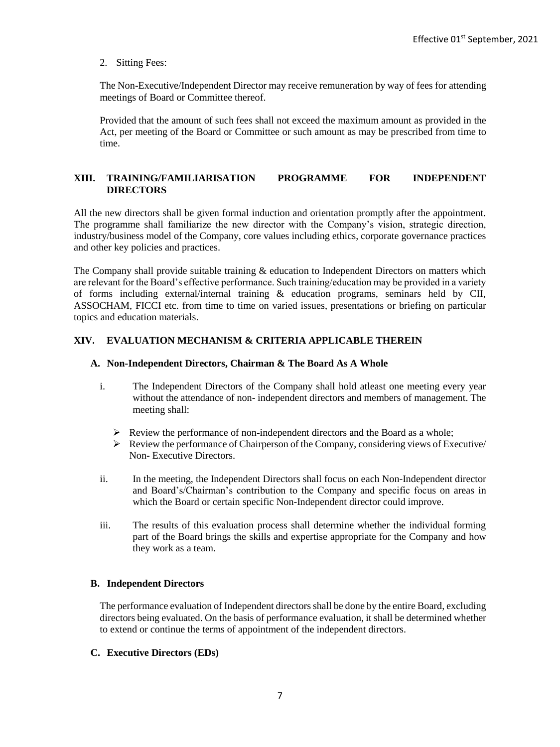2. Sitting Fees:

The Non-Executive/Independent Director may receive remuneration by way of fees for attending meetings of Board or Committee thereof.

Provided that the amount of such fees shall not exceed the maximum amount as provided in the Act, per meeting of the Board or Committee or such amount as may be prescribed from time to time.

## XIII. TRAINING/FAMILIARISATION PROGRAMME FOR INDEPENDENT DIRECTORS

All the new directors shall be given formal induction and orientation promptly after the appointment. The programme shall familiarize the new director with the Company's vision, strategic direction, industry/business model of the Company, core values including ethics, corporate governance practices and other key policies and practices.

The Company shall provide suitable training & education to Independent Directors on matters which are relevant for the Board's effective performance. Such training/education may be provided in a variety of forms including external/internal training & education programs, seminars held by CII, ASSOCHAM, FICCI etc. from time to time on varied issues, presentations or briefing on particular topics and education materials.

## XIV. EVALUATION MECHANISM & CRITERIA APPLICABLE THEREIN

### A. Non-Independent Directors, Chairman & The Board As A Whole

i. The Independent Directors of the Company shall hold atleast one meeting every year without the attendance of non- independent directors and members of management. The meeting shall:

- Review the performance of non-independent directors and the Board as a whole;
- Review the performance of Chairperson of the Company, considering views of Executive/ Non- Executive Directors.

ii. In the meeting, the Independent Directors shall focus on each Non-Independent director and Board's/Chairman's contribution to the Company and specific focus on areas in which the Board or certain specific Non-Independent director could improve.

iii. The results of this evaluation process shall determine whether the individual forming part of the Board brings the skills and expertise appropriate for the Company and how they work as a team.

### B. Independent Directors

The performance evaluation of Independent directors shall be done by the entire Board, excluding directors being evaluated. On the basis of performance evaluation, it shall be determined whether to extend or continue the terms of appointment of the independent directors.

### C. Executive Directors (EDs)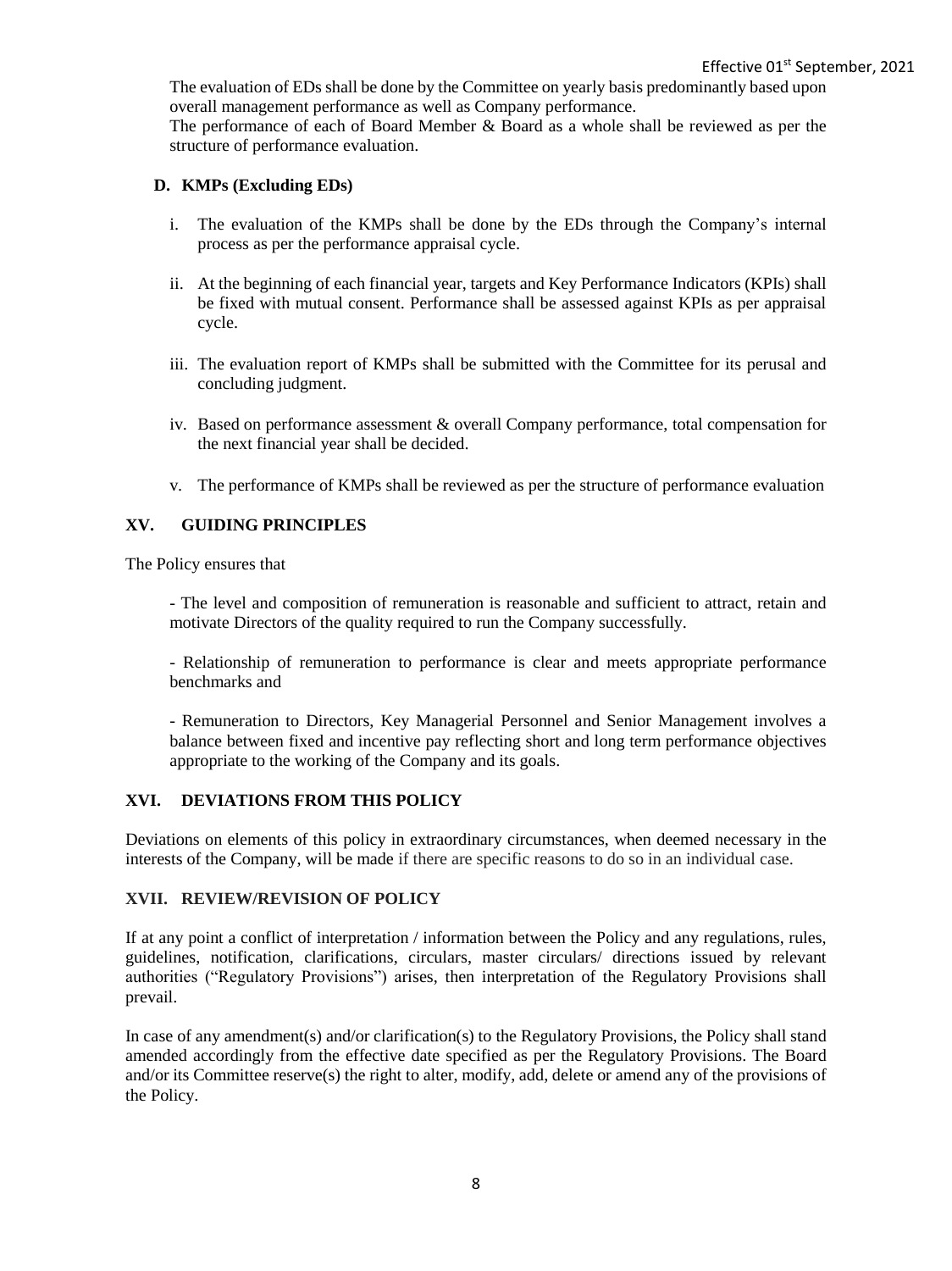The evaluation of EDs shall be done by the Committee on yearly basis predominantly based upon overall management performance as well as Company performance.

The performance of each of Board Member & Board as a whole shall be reviewed as per the structure of performance evaluation.

### D. KMPs (Excluding EDs)

i. The evaluation of the KMPs shall be done by the EDs through the Company's internal process as per the performance appraisal cycle.

ii. At the beginning of each financial year, targets and Key Performance Indicators (KPIs) shall be fixed with mutual consent. Performance shall be assessed against KPIs as per appraisal cycle.

iii. The evaluation report of KMPs shall be submitted with the Committee for its perusal and concluding judgment.

iv. Based on performance assessment & overall Company performance, total compensation for the next financial year shall be decided.

v. The performance of KMPs shall be reviewed as per the structure of performance evaluation

## XV. GUIDING PRINCIPLES

The Policy ensures that

- The level and composition of remuneration is reasonable and sufficient to attract, retain and motivate Directors of the quality required to run the Company successfully.

- Relationship of remuneration to performance is clear and meets appropriate performance benchmarks and

- Remuneration to Directors, Key Managerial Personnel and Senior Management involves a balance between fixed and incentive pay reflecting short and long term performance objectives appropriate to the working of the Company and its goals.

## XVI. DEVIATIONS FROM THIS POLICY

Deviations on elements of this policy in extraordinary circumstances, when deemed necessary in the interests of the Company, will be made if there are specific reasons to do so in an individual case.

## XVII. REVIEW/REVISION OF POLICY

If at any point a conflict of interpretation / information between the Policy and any regulations, rules, guidelines, notification, clarifications, circulars, master circulars/ directions issued by relevant authorities ("Regulatory Provisions") arises, then interpretation of the Regulatory Provisions shall prevail.

In case of any amendment(s) and/or clarification(s) to the Regulatory Provisions, the Policy shall stand amended accordingly from the effective date specified as per the Regulatory Provisions. The Board and/or its Committee reserve(s) the right to alter, modify, add, delete or amend any of the provisions of the Policy.